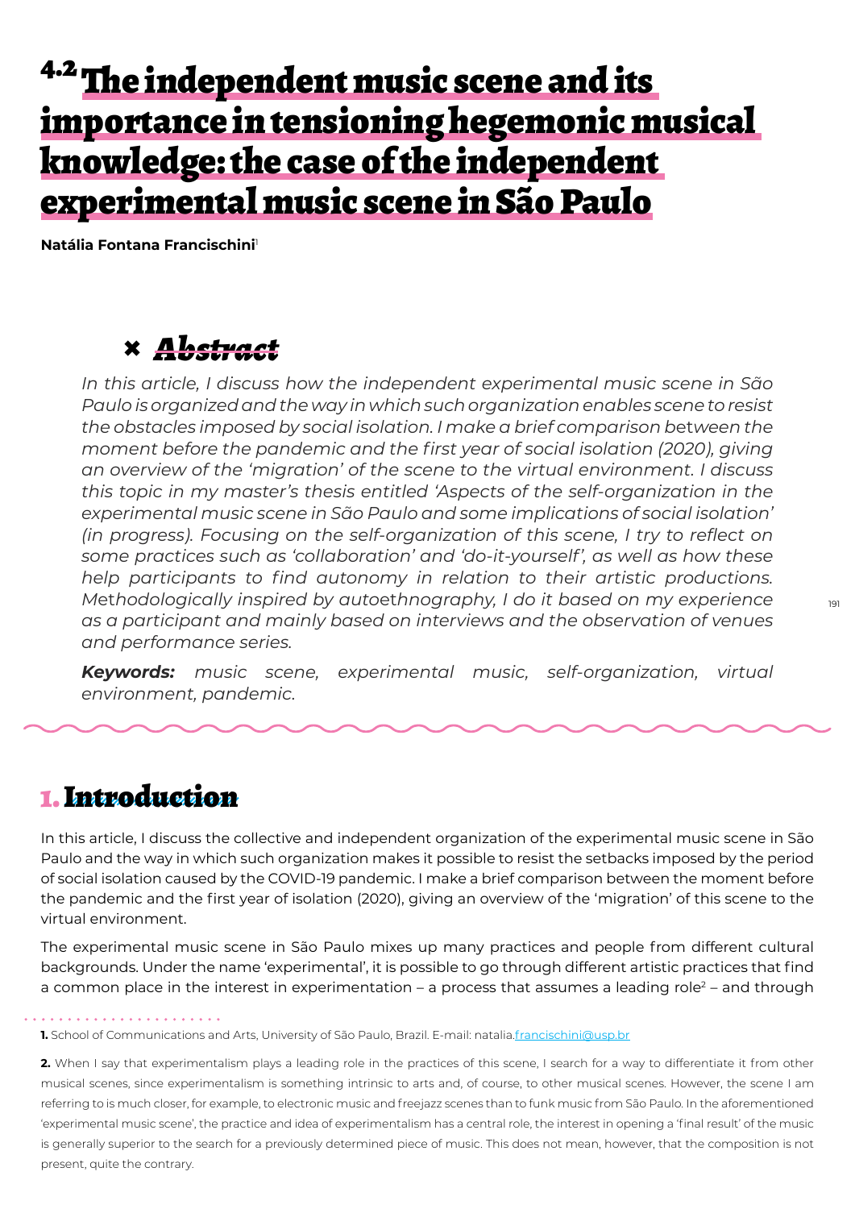# 4.2 The independent music scene and its importance in tensioning hegemonic musical knowledge: the case of the independent experimental music scene in São Paulo

**Natália Fontana Francischini**[1]

## Abstract

*In this article, I discuss how the independent experimental music scene in São Paulo is organized and the way in which such organization enables scene to resist the obstacles imposed by social isolation. I make a brief comparison between the moment before the pandemic and the first year of social isolation (2020), giving an overview of the 'migration' of the scene to the virtual environment. I discuss this topic in my master's thesis entitled 'Aspects of the self-organization in the experimental music scene in São Paulo and some implications of social isolation' (in progress). Focusing on the self-organization of this scene, I try to reflect on some practices such as 'collaboration' and 'do-it-yourself', as well as how these help participants to find autonomy in relation to their artistic productions. Methodologically inspired by autoethnography, I do it based on my experience as a participant and mainly based on interviews and the observation of venues and performance series.*

***Keywords:*** *music scene, experimental music, self-organization, virtual environment, pandemic.*

## 1. Introduction

In this article, I discuss the collective and independent organization of the experimental music scene in São Paulo and the way in which such organization makes it possible to resist the setbacks imposed by the period of social isolation caused by the COVID-19 pandemic. I make a brief comparison between the moment before the pandemic and the first year of isolation (2020), giving an overview of the 'migration' of this scene to the virtual environment.

The experimental music scene in São Paulo mixes up many practices and people from different cultural backgrounds. Under the name 'experimental', it is possible to go through different artistic practices that find a common place in the interest in experimentation – a process that assumes a leading role[2] – and through

---

**1.** School of Communications and Arts, University of São Paulo, Brazil. E-mail: natalia.francischini@usp.br

**2.** When I say that experimentalism plays a leading role in the practices of this scene, I search for a way to differentiate it from other musical scenes, since experimentalism is something intrinsic to arts and, of course, to other musical scenes. However, the scene I am referring to is much closer, for example, to electronic music and freejazz scenes than to funk music from São Paulo. In the aforementioned 'experimental music scene', the practice and idea of experimentalism has a central role, the interest in opening a 'final result' of the music is generally superior to the search for a previously determined piece of music. This does not mean, however, that the composition is not present, quite the contrary.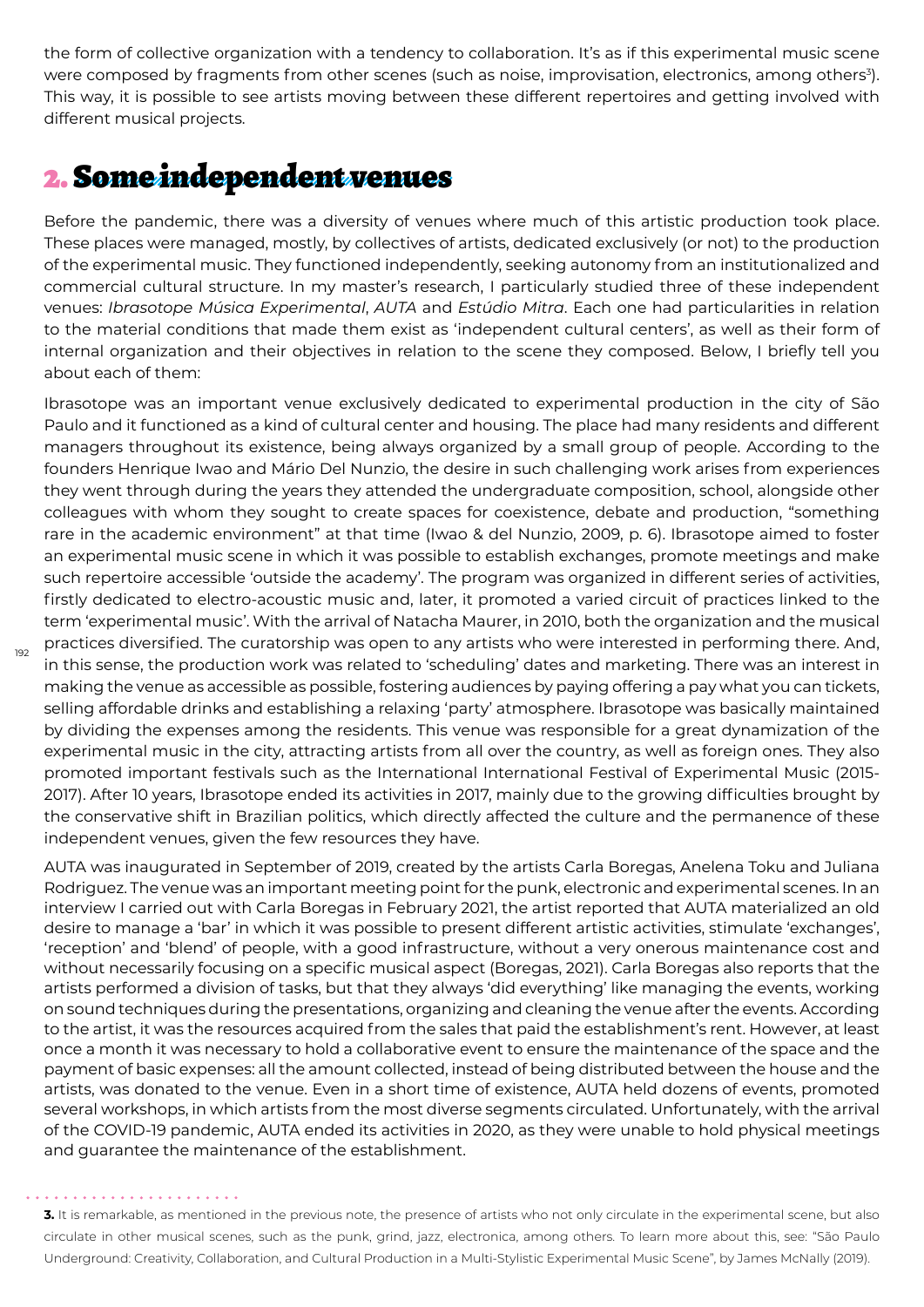the form of collective organization with a tendency to collaboration. It's as if this experimental music scene were composed by fragments from other scenes (such as noise, improvisation, electronics, among others[3]). This way, it is possible to see artists moving between these different repertoires and getting involved with different musical projects.

## 2. Some independent venues

Before the pandemic, there was a diversity of venues where much of this artistic production took place. These places were managed, mostly, by collectives of artists, dedicated exclusively (or not) to the production of the experimental music. They functioned independently, seeking autonomy from an institutionalized and commercial cultural structure. In my master's research, I particularly studied three of these independent venues: *Ibrasotope Música Experimental*, *AUTA* and *Estúdio Mitra*. Each one had particularities in relation to the material conditions that made them exist as 'independent cultural centers', as well as their form of internal organization and their objectives in relation to the scene they composed. Below, I briefly tell you about each of them:

Ibrasotope was an important venue exclusively dedicated to experimental production in the city of São Paulo and it functioned as a kind of cultural center and housing. The place had many residents and different managers throughout its existence, being always organized by a small group of people. According to the founders Henrique Iwao and Mário Del Nunzio, the desire in such challenging work arises from experiences they went through during the years they attended the undergraduate composition, school, alongside other colleagues with whom they sought to create spaces for coexistence, debate and production, "something rare in the academic environment" at that time (Iwao & del Nunzio, 2009, p. 6). Ibrasotope aimed to foster an experimental music scene in which it was possible to establish exchanges, promote meetings and make such repertoire accessible 'outside the academy'. The program was organized in different series of activities, firstly dedicated to electro-acoustic music and, later, it promoted a varied circuit of practices linked to the term 'experimental music'. With the arrival of Natacha Maurer, in 2010, both the organization and the musical practices diversified. The curatorship was open to any artists who were interested in performing there. And, in this sense, the production work was related to 'scheduling' dates and marketing. There was an interest in making the venue as accessible as possible, fostering audiences by paying offering a pay what you can tickets, selling affordable drinks and establishing a relaxing 'party' atmosphere. Ibrasotope was basically maintained by dividing the expenses among the residents. This venue was responsible for a great dynamization of the experimental music in the city, attracting artists from all over the country, as well as foreign ones. They also promoted important festivals such as the International International Festival of Experimental Music (2015-2017). After 10 years, Ibrasotope ended its activities in 2017, mainly due to the growing difficulties brought by the conservative shift in Brazilian politics, which directly affected the culture and the permanence of these independent venues, given the few resources they have.

AUTA was inaugurated in September of 2019, created by the artists Carla Boregas, Anelena Toku and Juliana Rodriguez. The venue was an important meeting point for the punk, electronic and experimental scenes. In an interview I carried out with Carla Boregas in February 2021, the artist reported that AUTA materialized an old desire to manage a 'bar' in which it was possible to present different artistic activities, stimulate 'exchanges', 'reception' and 'blend' of people, with a good infrastructure, without a very onerous maintenance cost and without necessarily focusing on a specific musical aspect (Boregas, 2021). Carla Boregas also reports that the artists performed a division of tasks, but that they always 'did everything' like managing the events, working on sound techniques during the presentations, organizing and cleaning the venue after the events. According to the artist, it was the resources acquired from the sales that paid the establishment's rent. However, at least once a month it was necessary to hold a collaborative event to ensure the maintenance of the space and the payment of basic expenses: all the amount collected, instead of being distributed between the house and the artists, was donated to the venue. Even in a short time of existence, AUTA held dozens of events, promoted several workshops, in which artists from the most diverse segments circulated. Unfortunately, with the arrival of the COVID-19 pandemic, AUTA ended its activities in 2020, as they were unable to hold physical meetings and guarantee the maintenance of the establishment.

---

**3.** It is remarkable, as mentioned in the previous note, the presence of artists who not only circulate in the experimental scene, but also circulate in other musical scenes, such as the punk, grind, jazz, electronica, among others. To learn more about this, see: "São Paulo Underground: Creativity, Collaboration, and Cultural Production in a Multi-Stylistic Experimental Music Scene", by James McNally (2019).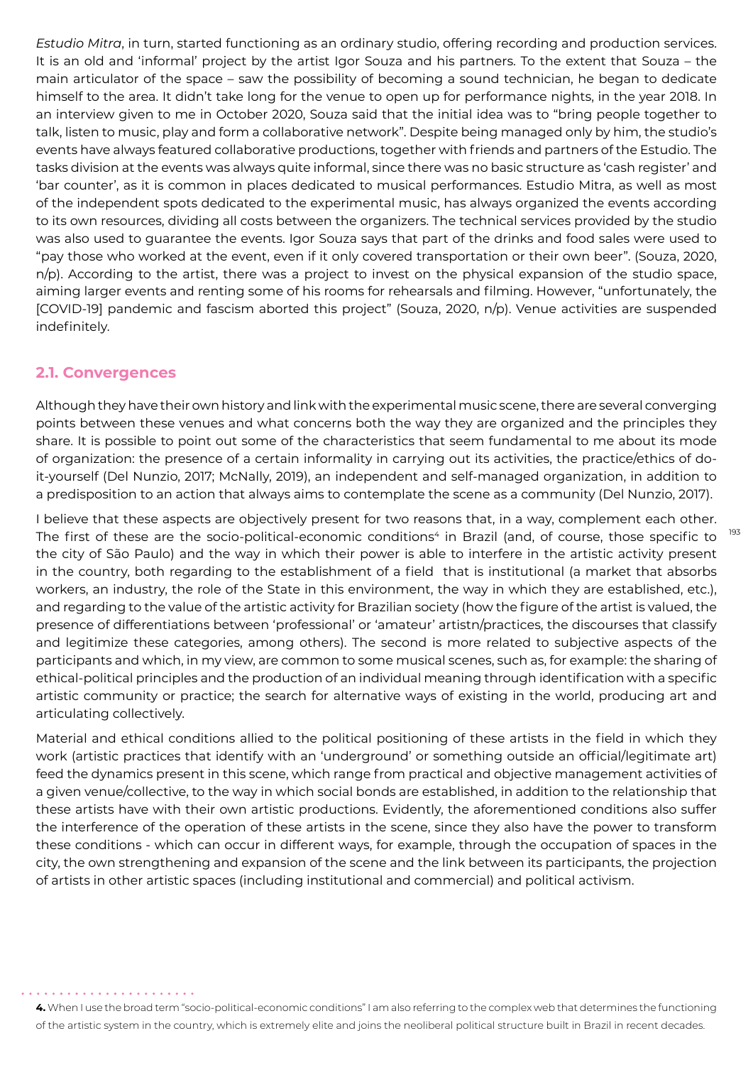*Estudio Mitra*, in turn, started functioning as an ordinary studio, offering recording and production services. It is an old and 'informal' project by the artist Igor Souza and his partners. To the extent that Souza – the main articulator of the space – saw the possibility of becoming a sound technician, he began to dedicate himself to the area. It didn't take long for the venue to open up for performance nights, in the year 2018. In an interview given to me in October 2020, Souza said that the initial idea was to "bring people together to talk, listen to music, play and form a collaborative network". Despite being managed only by him, the studio's events have always featured collaborative productions, together with friends and partners of the Estudio. The tasks division at the events was always quite informal, since there was no basic structure as 'cash register' and 'bar counter', as it is common in places dedicated to musical performances. Estudio Mitra, as well as most of the independent spots dedicated to the experimental music, has always organized the events according to its own resources, dividing all costs between the organizers. The technical services provided by the studio was also used to guarantee the events. Igor Souza says that part of the drinks and food sales were used to "pay those who worked at the event, even if it only covered transportation or their own beer". (Souza, 2020, n/p). According to the artist, there was a project to invest on the physical expansion of the studio space, aiming larger events and renting some of his rooms for rehearsals and filming. However, "unfortunately, the [COVID-19] pandemic and fascism aborted this project" (Souza, 2020, n/p). Venue activities are suspended indefinitely.

## 2.1. Convergences

Although they have their own history and link with the experimental music scene, there are several converging points between these venues and what concerns both the way they are organized and the principles they share. It is possible to point out some of the characteristics that seem fundamental to me about its mode of organization: the presence of a certain informality in carrying out its activities, the practice/ethics of do-it-yourself (Del Nunzio, 2017; McNally, 2019), an independent and self-managed organization, in addition to a predisposition to an action that always aims to contemplate the scene as a community (Del Nunzio, 2017).

I believe that these aspects are objectively present for two reasons that, in a way, complement each other. The first of these are the socio-political-economic conditions[4] in Brazil (and, of course, those specific to the city of São Paulo) and the way in which their power is able to interfere in the artistic activity present in the country, both regarding to the establishment of a field that is institutional (a market that absorbs workers, an industry, the role of the State in this environment, the way in which they are established, etc.), and regarding to the value of the artistic activity for Brazilian society (how the figure of the artist is valued, the presence of differentiations between 'professional' or 'amateur' artistn/practices, the discourses that classify and legitimize these categories, among others). The second is more related to subjective aspects of the participants and which, in my view, are common to some musical scenes, such as, for example: the sharing of ethical-political principles and the production of an individual meaning through identification with a specific artistic community or practice; the search for alternative ways of existing in the world, producing art and articulating collectively.

Material and ethical conditions allied to the political positioning of these artists in the field in which they work (artistic practices that identify with an 'underground' or something outside an official/legitimate art) feed the dynamics present in this scene, which range from practical and objective management activities of a given venue/collective, to the way in which social bonds are established, in addition to the relationship that these artists have with their own artistic productions. Evidently, the aforementioned conditions also suffer the interference of the operation of these artists in the scene, since they also have the power to transform these conditions - which can occur in different ways, for example, through the occupation of spaces in the city, the own strengthening and expansion of the scene and the link between its participants, the projection of artists in other artistic spaces (including institutional and commercial) and political activism.

**4.** When I use the broad term "socio-political-economic conditions" I am also referring to the complex web that determines the functioning of the artistic system in the country, which is extremely elite and joins the neoliberal political structure built in Brazil in recent decades.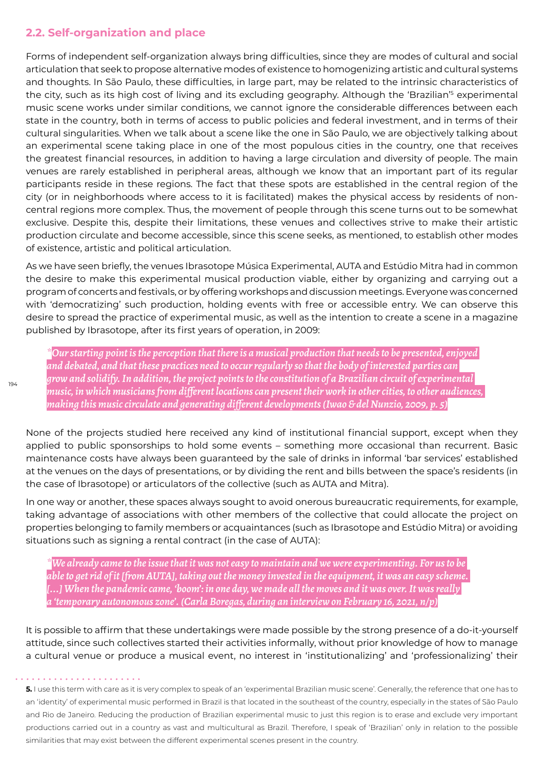## 2.2. Self-organization and place

Forms of independent self-organization always bring difficulties, since they are modes of cultural and social articulation that seek to propose alternative modes of existence to homogenizing artistic and cultural systems and thoughts. In São Paulo, these difficulties, in large part, may be related to the intrinsic characteristics of the city, such as its high cost of living and its excluding geography. Although the 'Brazilian'[5] experimental music scene works under similar conditions, we cannot ignore the considerable differences between each state in the country, both in terms of access to public policies and federal investment, and in terms of their cultural singularities. When we talk about a scene like the one in São Paulo, we are objectively talking about an experimental scene taking place in one of the most populous cities in the country, one that receives the greatest financial resources, in addition to having a large circulation and diversity of people. The main venues are rarely established in peripheral areas, although we know that an important part of its regular participants reside in these regions. The fact that these spots are established in the central region of the city (or in neighborhoods where access to it is facilitated) makes the physical access by residents of non-central regions more complex. Thus, the movement of people through this scene turns out to be somewhat exclusive. Despite this, despite their limitations, these venues and collectives strive to make their artistic production circulate and become accessible, since this scene seeks, as mentioned, to establish other modes of existence, artistic and political articulation.

As we have seen briefly, the venues Ibrasotope Música Experimental, AUTA and Estúdio Mitra had in common the desire to make this experimental musical production viable, either by organizing and carrying out a program of concerts and festivals, or by offering workshops and discussion meetings. Everyone was concerned with 'democratizing' such production, holding events with free or accessible entry. We can observe this desire to spread the practice of experimental music, as well as the intention to create a scene in a magazine published by Ibrasotope, after its first years of operation, in 2009:

> *Our starting point is the perception that there is a musical production that needs to be presented, enjoyed and debated, and that these practices need to occur regularly so that the body of interested parties can grow and solidify. In addition, the project points to the constitution of a Brazilian circuit of experimental music, in which musicians from different locations can present their work in other cities, to other audiences, making this music circulate and generating different developments (Iwao & del Nunzio, 2009, p. 5)*

None of the projects studied here received any kind of institutional financial support, except when they applied to public sponsorships to hold some events – something more occasional than recurrent. Basic maintenance costs have always been guaranteed by the sale of drinks in informal 'bar services' established at the venues on the days of presentations, or by dividing the rent and bills between the space's residents (in the case of Ibrasotope) or articulators of the collective (such as AUTA and Mitra).

In one way or another, these spaces always sought to avoid onerous bureaucratic requirements, for example, taking advantage of associations with other members of the collective that could allocate the project on properties belonging to family members or acquaintances (such as Ibrasotope and Estúdio Mitra) or avoiding situations such as signing a rental contract (in the case of AUTA):

> *We already came to the issue that it was not easy to maintain and we were experimenting. For us to be able to get rid of it [from AUTA], taking out the money invested in the equipment, it was an easy scheme. [...] When the pandemic came, 'boom': in one day, we made all the moves and it was over. It was really a 'temporary autonomous zone'. (Carla Boregas, during an interview on February 16, 2021, n/p)*

It is possible to affirm that these undertakings were made possible by the strong presence of a do-it-yourself attitude, since such collectives started their activities informally, without prior knowledge of how to manage a cultural venue or produce a musical event, no interest in 'institutionalizing' and 'professionalizing' their

**5.** I use this term with care as it is very complex to speak of an 'experimental Brazilian music scene'. Generally, the reference that one has to an 'identity' of experimental music performed in Brazil is that located in the southeast of the country, especially in the states of São Paulo and Rio de Janeiro. Reducing the production of Brazilian experimental music to just this region is to erase and exclude very important productions carried out in a country as vast and multicultural as Brazil. Therefore, I speak of 'Brazilian' only in relation to the possible similarities that may exist between the different experimental scenes present in the country.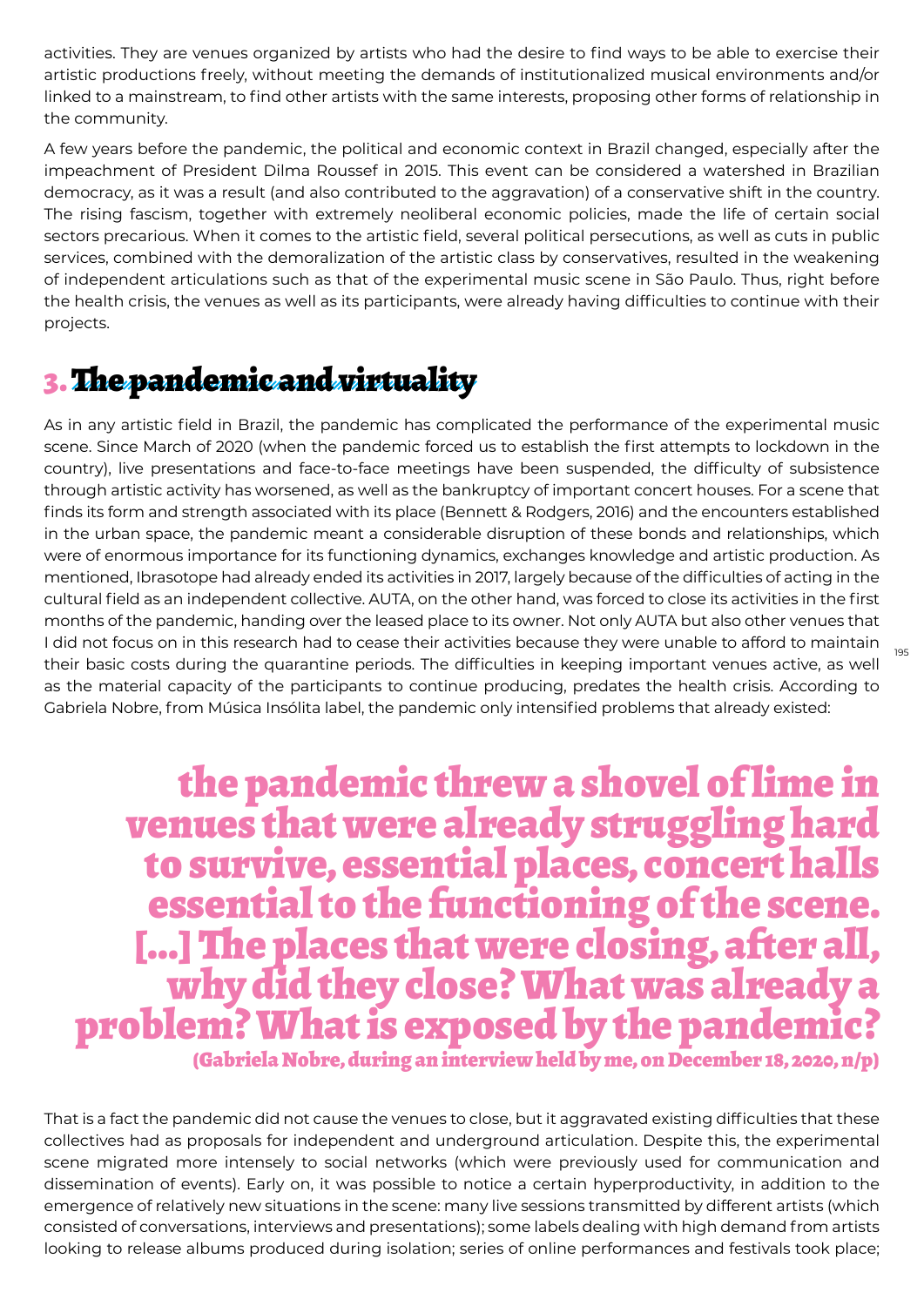activities. They are venues organized by artists who had the desire to find ways to be able to exercise their artistic productions freely, without meeting the demands of institutionalized musical environments and/or linked to a mainstream, to find other artists with the same interests, proposing other forms of relationship in the community.

A few years before the pandemic, the political and economic context in Brazil changed, especially after the impeachment of President Dilma Roussef in 2015. This event can be considered a watershed in Brazilian democracy, as it was a result (and also contributed to the aggravation) of a conservative shift in the country. The rising fascism, together with extremely neoliberal economic policies, made the life of certain social sectors precarious. When it comes to the artistic field, several political persecutions, as well as cuts in public services, combined with the demoralization of the artistic class by conservatives, resulted in the weakening of independent articulations such as that of the experimental music scene in São Paulo. Thus, right before the health crisis, the venues as well as its participants, were already having difficulties to continue with their projects.

## 3. The pandemic and virtuality

As in any artistic field in Brazil, the pandemic has complicated the performance of the experimental music scene. Since March of 2020 (when the pandemic forced us to establish the first attempts to lockdown in the country), live presentations and face-to-face meetings have been suspended, the difficulty of subsistence through artistic activity has worsened, as well as the bankruptcy of important concert houses. For a scene that finds its form and strength associated with its place (Bennett & Rodgers, 2016) and the encounters established in the urban space, the pandemic meant a considerable disruption of these bonds and relationships, which were of enormous importance for its functioning dynamics, exchanges knowledge and artistic production. As mentioned, Ibrasotope had already ended its activities in 2017, largely because of the difficulties of acting in the cultural field as an independent collective. AUTA, on the other hand, was forced to close its activities in the first months of the pandemic, handing over the leased place to its owner. Not only AUTA but also other venues that I did not focus on in this research had to cease their activities because they were unable to afford to maintain their basic costs during the quarantine periods. The difficulties in keeping important venues active, as well as the material capacity of the participants to continue producing, predates the health crisis. According to Gabriela Nobre, from Música Insólita label, the pandemic only intensified problems that already existed:

> **the pandemic threw a shovel of lime in venues that were already struggling hard to survive, essential places, concert halls essential to the functioning of the scene. [...] The places that were closing, after all, why did they close? What was already a problem? What is exposed by the pandemic?**
>
> **(Gabriela Nobre, during an interview held by me, on December 18, 2020, n/p)**

That is a fact the pandemic did not cause the venues to close, but it aggravated existing difficulties that these collectives had as proposals for independent and underground articulation. Despite this, the experimental scene migrated more intensely to social networks (which were previously used for communication and dissemination of events). Early on, it was possible to notice a certain hyperproductivity, in addition to the emergence of relatively new situations in the scene: many live sessions transmitted by different artists (which consisted of conversations, interviews and presentations); some labels dealing with high demand from artists looking to release albums produced during isolation; series of online performances and festivals took place;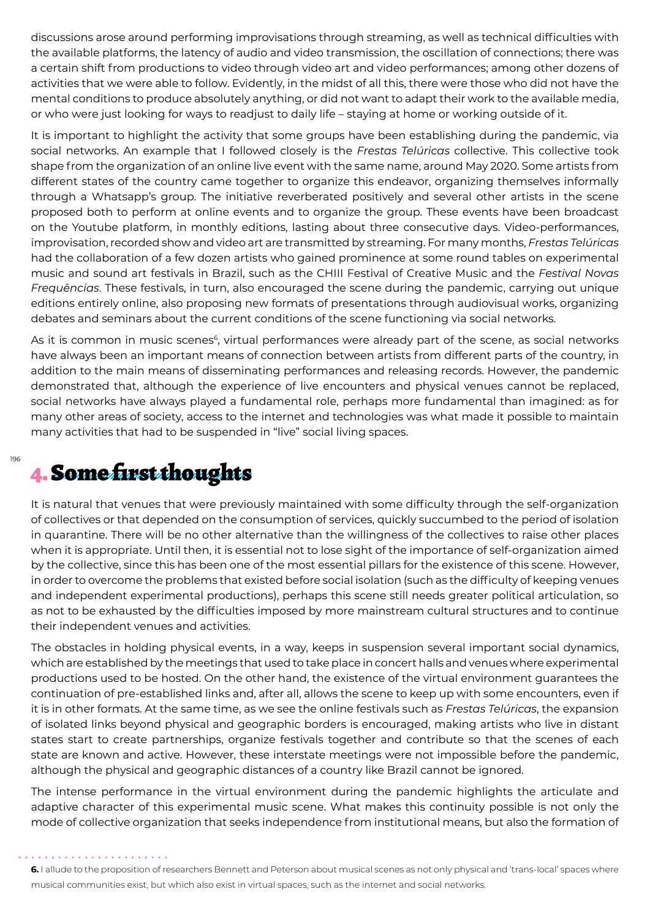discussions arose around performing improvisations through streaming, as well as technical difficulties with the available platforms, the latency of audio and video transmission, the oscillation of connections; there was a certain shift from productions to video through video art and video performances; among other dozens of activities that we were able to follow. Evidently, in the midst of all this, there were those who did not have the mental conditions to produce absolutely anything, or did not want to adapt their work to the available media, or who were just looking for ways to readjust to daily life – staying at home or working outside of it.

It is important to highlight the activity that some groups have been establishing during the pandemic, via social networks. An example that I followed closely is the *Frestas Telúricas* collective. This collective took shape from the organization of an online live event with the same name, around May 2020. Some artists from different states of the country came together to organize this endeavor, organizing themselves informally through a Whatsapp's group. The initiative reverberated positively and several other artists in the scene proposed both to perform at online events and to organize the group. These events have been broadcast on the Youtube platform, in monthly editions, lasting about three consecutive days. Video-performances, improvisation, recorded show and video art are transmitted by streaming. For many months, *Frestas Telúricas* had the collaboration of a few dozen artists who gained prominence at some round tables on experimental music and sound art festivals in Brazil, such as the CHIII Festival of Creative Music and the *Festival Novas Frequências*. These festivals, in turn, also encouraged the scene during the pandemic, carrying out unique editions entirely online, also proposing new formats of presentations through audiovisual works, organizing debates and seminars about the current conditions of the scene functioning via social networks.

As it is common in music scenes[6], virtual performances were already part of the scene, as social networks have always been an important means of connection between artists from different parts of the country, in addition to the main means of disseminating performances and releasing records. However, the pandemic demonstrated that, although the experience of live encounters and physical venues cannot be replaced, social networks have always played a fundamental role, perhaps more fundamental than imagined: as for many other areas of society, access to the internet and technologies was what made it possible to maintain many activities that had to be suspended in "live" social living spaces.

## 4. Some first thoughts

It is natural that venues that were previously maintained with some difficulty through the self-organization of collectives or that depended on the consumption of services, quickly succumbed to the period of isolation in quarantine. There will be no other alternative than the willingness of the collectives to raise other places when it is appropriate. Until then, it is essential not to lose sight of the importance of self-organization aimed by the collective, since this has been one of the most essential pillars for the existence of this scene. However, in order to overcome the problems that existed before social isolation (such as the difficulty of keeping venues and independent experimental productions), perhaps this scene still needs greater political articulation, so as not to be exhausted by the difficulties imposed by more mainstream cultural structures and to continue their independent venues and activities.

The obstacles in holding physical events, in a way, keeps in suspension several important social dynamics, which are established by the meetings that used to take place in concert halls and venues where experimental productions used to be hosted. On the other hand, the existence of the virtual environment guarantees the continuation of pre-established links and, after all, allows the scene to keep up with some encounters, even if it is in other formats. At the same time, as we see the online festivals such as *Frestas Telúricas*, the expansion of isolated links beyond physical and geographic borders is encouraged, making artists who live in distant states start to create partnerships, organize festivals together and contribute so that the scenes of each state are known and active. However, these interstate meetings were not impossible before the pandemic, although the physical and geographic distances of a country like Brazil cannot be ignored.

The intense performance in the virtual environment during the pandemic highlights the articulate and adaptive character of this experimental music scene. What makes this continuity possible is not only the mode of collective organization that seeks independence from institutional means, but also the formation of

**6.** I allude to the proposition of researchers Bennett and Peterson about musical scenes as not only physical and 'trans-local' spaces where musical communities exist, but which also exist in virtual spaces, such as the internet and social networks.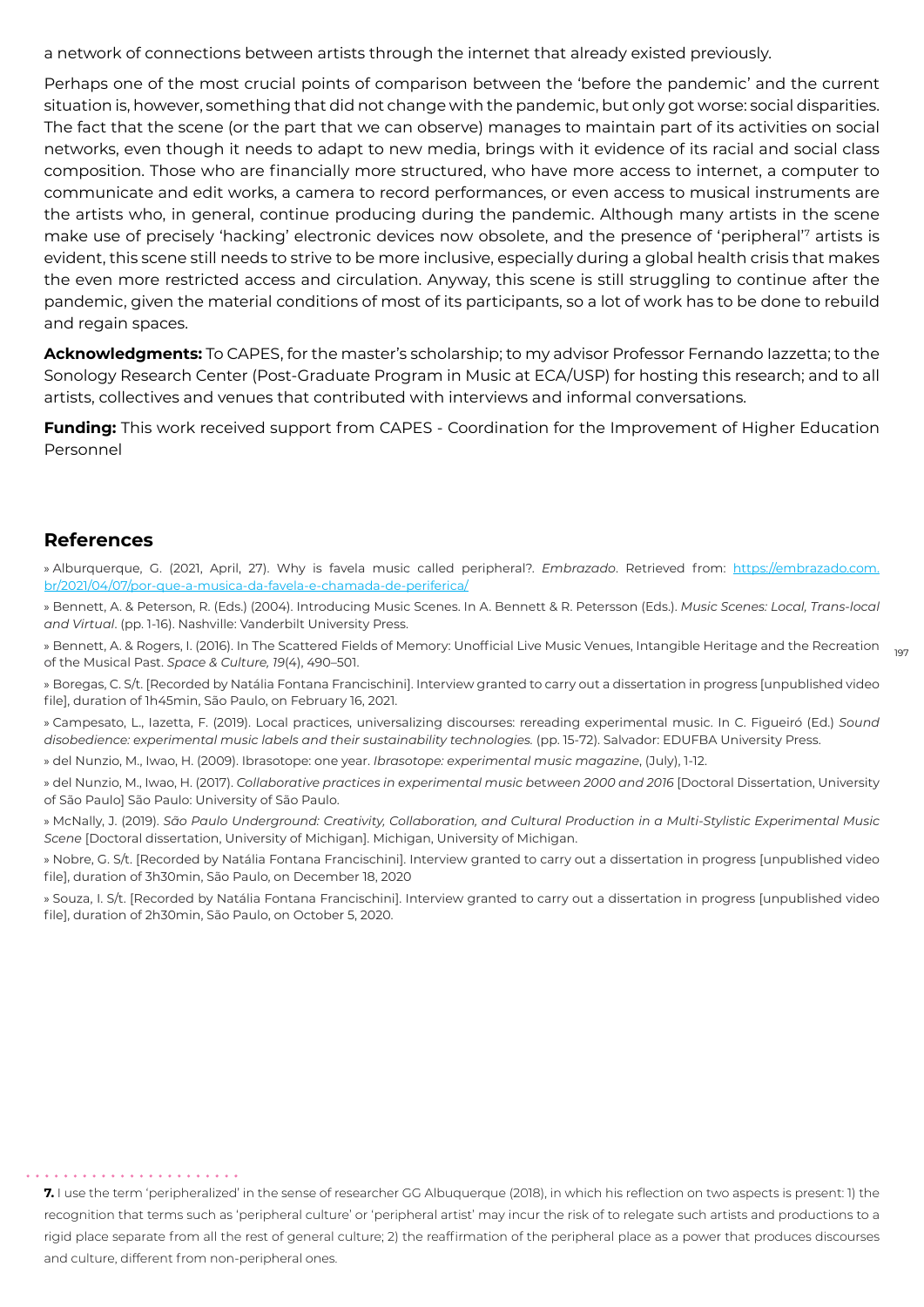a network of connections between artists through the internet that already existed previously.

Perhaps one of the most crucial points of comparison between the 'before the pandemic' and the current situation is, however, something that did not change with the pandemic, but only got worse: social disparities. The fact that the scene (or the part that we can observe) manages to maintain part of its activities on social networks, even though it needs to adapt to new media, brings with it evidence of its racial and social class composition. Those who are financially more structured, who have more access to internet, a computer to communicate and edit works, a camera to record performances, or even access to musical instruments are the artists who, in general, continue producing during the pandemic. Although many artists in the scene make use of precisely 'hacking' electronic devices now obsolete, and the presence of 'peripheral'[7] artists is evident, this scene still needs to strive to be more inclusive, especially during a global health crisis that makes the even more restricted access and circulation. Anyway, this scene is still struggling to continue after the pandemic, given the material conditions of most of its participants, so a lot of work has to be done to rebuild and regain spaces.

**Acknowledgments:** To CAPES, for the master's scholarship; to my advisor Professor Fernando Iazzetta; to the Sonology Research Center (Post-Graduate Program in Music at ECA/USP) for hosting this research; and to all artists, collectives and venues that contributed with interviews and informal conversations.

**Funding:** This work received support from CAPES - Coordination for the Improvement of Higher Education Personnel

## References

» Alburquerque, G. (2021, April, 27). Why is favela music called peripheral?. *Embrazado*. Retrieved from: https://embrazado.com.br/2021/04/07/por-que-a-musica-da-favela-e-chamada-de-periferica/

» Bennett, A. & Peterson, R. (Eds.) (2004). Introducing Music Scenes. In A. Bennett & R. Petersson (Eds.). *Music Scenes: Local, Trans-local and Virtual*. (pp. 1-16). Nashville: Vanderbilt University Press.

» Bennett, A. & Rogers, I. (2016). In The Scattered Fields of Memory: Unofficial Live Music Venues, Intangible Heritage and the Recreation of the Musical Past. *Space & Culture, 19*(4), 490–501.

» Boregas, C. S/t. [Recorded by Natália Fontana Francischini]. Interview granted to carry out a dissertation in progress [unpublished video file], duration of 1h45min, São Paulo, on February 16, 2021.

» Campesato, L., Iazetta, F. (2019). Local practices, universalizing discourses: rereading experimental music. In C. Figueiró (Ed.) *Sound disobedience: experimental music labels and their sustainability technologies.* (pp. 15-72). Salvador: EDUFBA University Press.

» del Nunzio, M., Iwao, H. (2009). Ibrasotope: one year. *Ibrasotope: experimental music magazine*, (July), 1-12.

» del Nunzio, M., Iwao, H. (2017). *Collaborative practices in experimental music between 2000 and 2016* [Doctoral Dissertation, University of São Paulo] São Paulo: University of São Paulo.

» McNally, J. (2019). *São Paulo Underground: Creativity, Collaboration, and Cultural Production in a Multi-Stylistic Experimental Music Scene* [Doctoral dissertation, University of Michigan]. Michigan, University of Michigan.

» Nobre, G. S/t. [Recorded by Natália Fontana Francischini]. Interview granted to carry out a dissertation in progress [unpublished video file], duration of 3h30min, São Paulo, on December 18, 2020

» Souza, I. S/t. [Recorded by Natália Fontana Francischini]. Interview granted to carry out a dissertation in progress [unpublished video file], duration of 2h30min, São Paulo, on October 5, 2020.

**7.** I use the term 'peripheralized' in the sense of researcher GG Albuquerque (2018), in which his reflection on two aspects is present: 1) the recognition that terms such as 'peripheral culture' or 'peripheral artist' may incur the risk of to relegate such artists and productions to a rigid place separate from all the rest of general culture; 2) the reaffirmation of the peripheral place as a power that produces discourses and culture, different from non-peripheral ones.